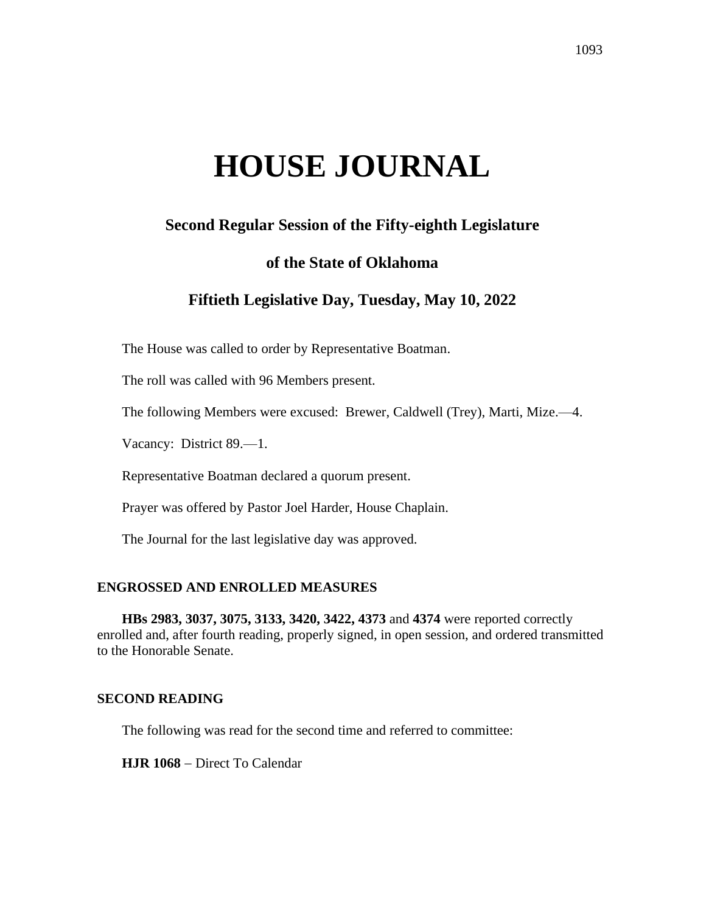# HOUSE JOURNAL

## Second Regular Session of the Fifty-eighth Legislature

## of the State of Oklahoma

## Fiftieth Legislative Day, Tuesday, May 10, 2022

The House was called to order by Representative Boatman.

The roll was called with 96 Members present.

The following Members were excused: Brewer, Caldwell (Trey), Marti, Mize.—4.

Vacancy: District 89.—1.

Representative Boatman declared a quorum present.

Prayer was offered by Pastor Joel Harder, House Chaplain.

The Journal for the last legislative day was approved.

### ENGROSSED AND ENROLLED MEASURES

**HBs 2983, 3037, 3075, 3133, 3420, 3422, 4373** and **4374** were reported correctly enrolled and, after fourth reading, properly signed, in open session, and ordered transmitted to the Honorable Senate.

### SECOND READING

The following was read for the second time and referred to committee:

**HJR 1068** – Direct To Calendar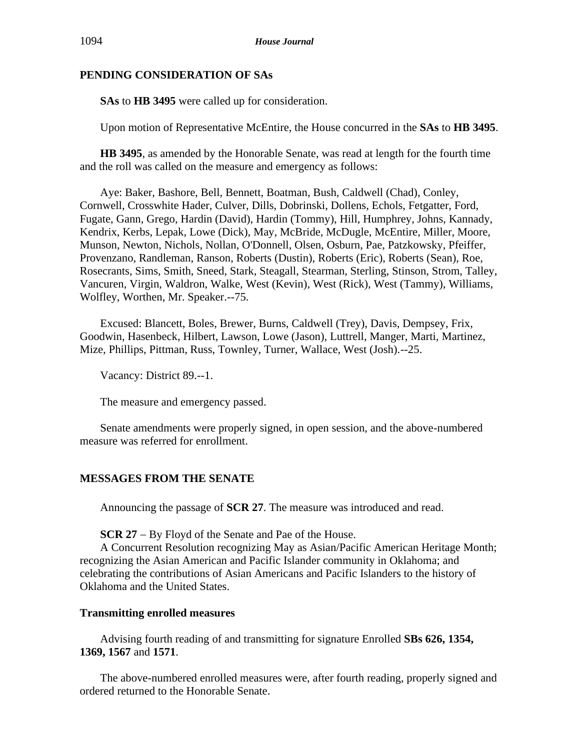**PENDING CONSIDERATION OF SAs**

**SAs** to **HB 3495** were called up for consideration.

Upon motion of Representative McEntire, the House concurred in the **SAs** to **HB 3495**.

**HB 3495**, as amended by the Honorable Senate, was read at length for the fourth time and the roll was called on the measure and emergency as follows:

Aye: Baker, Bashore, Bell, Bennett, Boatman, Bush, Caldwell (Chad), Conley, Cornwell, Crosswhite Hader, Culver, Dills, Dobrinski, Dollens, Echols, Fetgatter, Ford, Fugate, Gann, Grego, Hardin (David), Hardin (Tommy), Hill, Humphrey, Johns, Kannady, Kendrix, Kerbs, Lepak, Lowe (Dick), May, McBride, McDugle, McEntire, Miller, Moore, Munson, Newton, Nichols, Nollan, O'Donnell, Olsen, Osburn, Pae, Patzkowsky, Pfeiffer, Provenzano, Randleman, Ranson, Roberts (Dustin), Roberts (Eric), Roberts (Sean), Roe, Rosecrants, Sims, Smith, Sneed, Stark, Steagall, Stearman, Sterling, Stinson, Strom, Talley, Vancuren, Virgin, Waldron, Walke, West (Kevin), West (Rick), West (Tammy), Williams, Wolfley, Worthen, Mr. Speaker.--75.

Excused: Blancett, Boles, Brewer, Burns, Caldwell (Trey), Davis, Dempsey, Frix, Goodwin, Hasenbeck, Hilbert, Lawson, Lowe (Jason), Luttrell, Manger, Marti, Martinez, Mize, Phillips, Pittman, Russ, Townley, Turner, Wallace, West (Josh).--25.

Vacancy: District 89.--1.

The measure and emergency passed.

Senate amendments were properly signed, in open session, and the above-numbered measure was referred for enrollment.

**MESSAGES FROM THE SENATE**

Announcing the passage of **SCR 27**. The measure was introduced and read.

**SCR 27** – By Floyd of the Senate and Pae of the House.
A Concurrent Resolution recognizing May as Asian/Pacific American Heritage Month; recognizing the Asian American and Pacific Islander community in Oklahoma; and celebrating the contributions of Asian Americans and Pacific Islanders to the history of Oklahoma and the United States.

**Transmitting enrolled measures**

Advising fourth reading of and transmitting for signature Enrolled **SBs 626, 1354, 1369, 1567** and **1571**.

The above-numbered enrolled measures were, after fourth reading, properly signed and ordered returned to the Honorable Senate.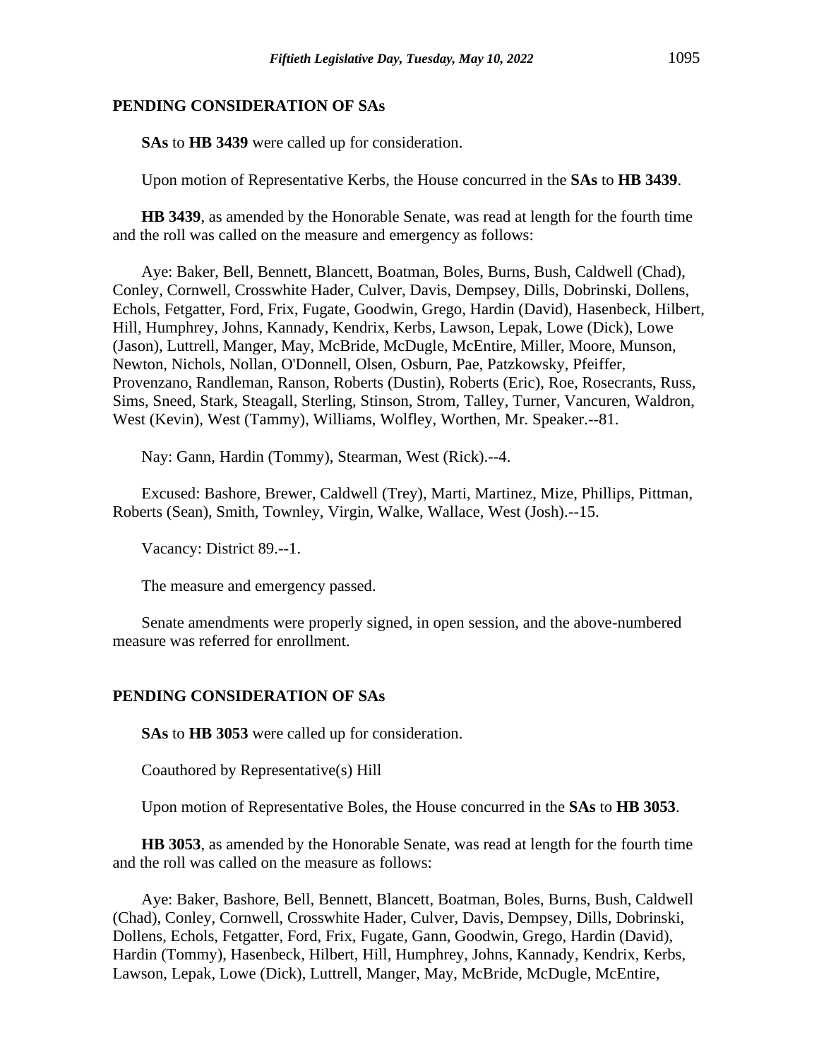## PENDING CONSIDERATION OF SAs

**SAs** to **HB 3439** were called up for consideration.

Upon motion of Representative Kerbs, the House concurred in the **SAs** to **HB 3439**.

**HB 3439**, as amended by the Honorable Senate, was read at length for the fourth time and the roll was called on the measure and emergency as follows:

Aye: Baker, Bell, Bennett, Blancett, Boatman, Boles, Burns, Bush, Caldwell (Chad), Conley, Cornwell, Crosswhite Hader, Culver, Davis, Dempsey, Dills, Dobrinski, Dollens, Echols, Fetgatter, Ford, Frix, Fugate, Goodwin, Grego, Hardin (David), Hasenbeck, Hilbert, Hill, Humphrey, Johns, Kannady, Kendrix, Kerbs, Lawson, Lepak, Lowe (Dick), Lowe (Jason), Luttrell, Manger, May, McBride, McDugle, McEntire, Miller, Moore, Munson, Newton, Nichols, Nollan, O'Donnell, Olsen, Osburn, Pae, Patzkowsky, Pfeiffer, Provenzano, Randleman, Ranson, Roberts (Dustin), Roberts (Eric), Roe, Rosecrants, Russ, Sims, Sneed, Stark, Steagall, Sterling, Stinson, Strom, Talley, Turner, Vancuren, Waldron, West (Kevin), West (Tammy), Williams, Wolfley, Worthen, Mr. Speaker.--81.

Nay: Gann, Hardin (Tommy), Stearman, West (Rick).--4.

Excused: Bashore, Brewer, Caldwell (Trey), Marti, Martinez, Mize, Phillips, Pittman, Roberts (Sean), Smith, Townley, Virgin, Walke, Wallace, West (Josh).--15.

Vacancy: District 89.--1.

The measure and emergency passed.

Senate amendments were properly signed, in open session, and the above-numbered measure was referred for enrollment.

## PENDING CONSIDERATION OF SAs

**SAs** to **HB 3053** were called up for consideration.

Coauthored by Representative(s) Hill

Upon motion of Representative Boles, the House concurred in the **SAs** to **HB 3053**.

**HB 3053**, as amended by the Honorable Senate, was read at length for the fourth time and the roll was called on the measure as follows:

Aye: Baker, Bashore, Bell, Bennett, Blancett, Boatman, Boles, Burns, Bush, Caldwell (Chad), Conley, Cornwell, Crosswhite Hader, Culver, Davis, Dempsey, Dills, Dobrinski, Dollens, Echols, Fetgatter, Ford, Frix, Fugate, Gann, Goodwin, Grego, Hardin (David), Hardin (Tommy), Hasenbeck, Hilbert, Hill, Humphrey, Johns, Kannady, Kendrix, Kerbs, Lawson, Lepak, Lowe (Dick), Luttrell, Manger, May, McBride, McDugle, McEntire,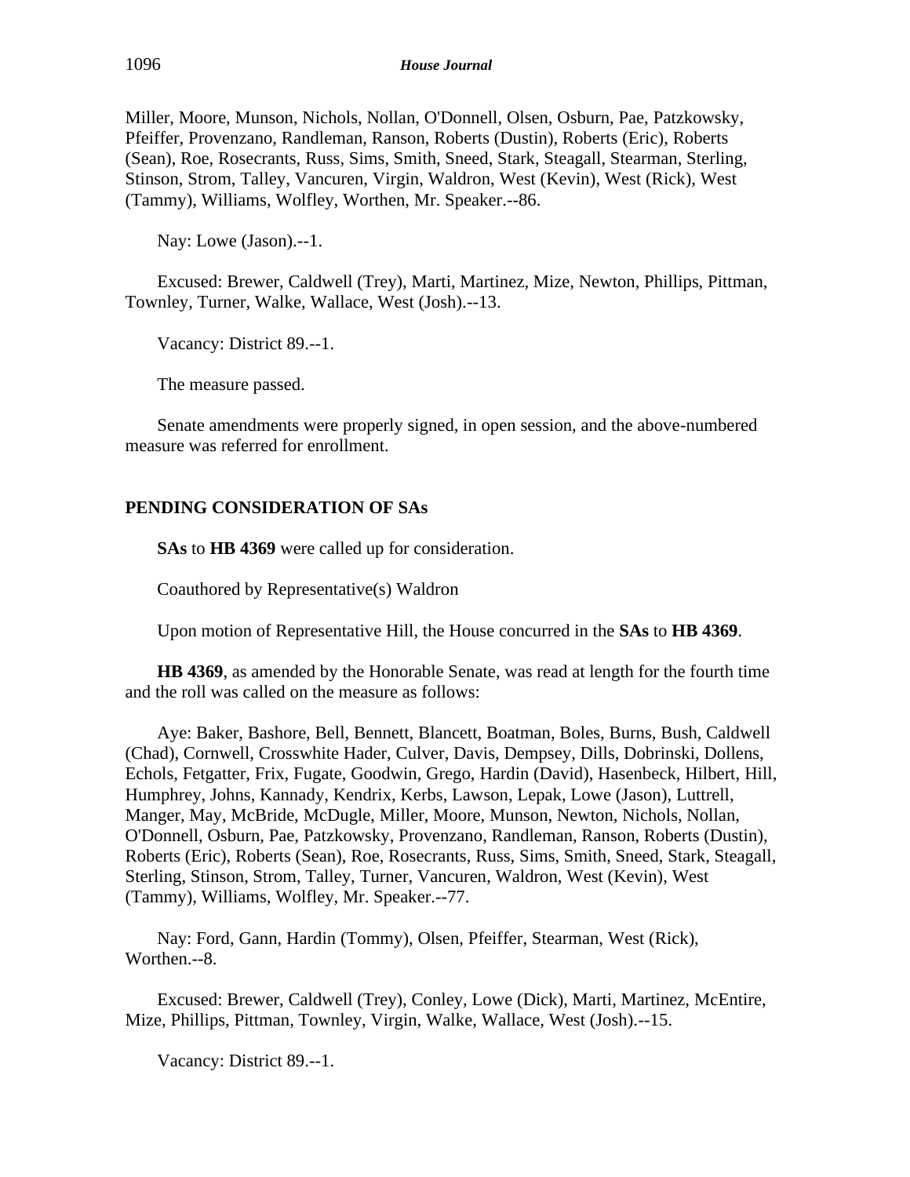Miller, Moore, Munson, Nichols, Nollan, O'Donnell, Olsen, Osburn, Pae, Patzkowsky, Pfeiffer, Provenzano, Randleman, Ranson, Roberts (Dustin), Roberts (Eric), Roberts (Sean), Roe, Rosecrants, Russ, Sims, Smith, Sneed, Stark, Steagall, Stearman, Sterling, Stinson, Strom, Talley, Vancuren, Virgin, Waldron, West (Kevin), West (Rick), West (Tammy), Williams, Wolfley, Worthen, Mr. Speaker.--86.

Nay: Lowe (Jason).--1.

Excused: Brewer, Caldwell (Trey), Marti, Martinez, Mize, Newton, Phillips, Pittman, Townley, Turner, Walke, Wallace, West (Josh).--13.

Vacancy: District 89.--1.

The measure passed.

Senate amendments were properly signed, in open session, and the above-numbered measure was referred for enrollment.

## PENDING CONSIDERATION OF SAs

**SAs** to **HB 4369** were called up for consideration.

Coauthored by Representative(s) Waldron

Upon motion of Representative Hill, the House concurred in the **SAs** to **HB 4369**.

**HB 4369**, as amended by the Honorable Senate, was read at length for the fourth time and the roll was called on the measure as follows:

Aye: Baker, Bashore, Bell, Bennett, Blancett, Boatman, Boles, Burns, Bush, Caldwell (Chad), Cornwell, Crosswhite Hader, Culver, Davis, Dempsey, Dills, Dobrinski, Dollens, Echols, Fetgatter, Frix, Fugate, Goodwin, Grego, Hardin (David), Hasenbeck, Hilbert, Hill, Humphrey, Johns, Kannady, Kendrix, Kerbs, Lawson, Lepak, Lowe (Jason), Luttrell, Manger, May, McBride, McDugle, Miller, Moore, Munson, Newton, Nichols, Nollan, O'Donnell, Osburn, Pae, Patzkowsky, Provenzano, Randleman, Ranson, Roberts (Dustin), Roberts (Eric), Roberts (Sean), Roe, Rosecrants, Russ, Sims, Smith, Sneed, Stark, Steagall, Sterling, Stinson, Strom, Talley, Turner, Vancuren, Waldron, West (Kevin), West (Tammy), Williams, Wolfley, Mr. Speaker.--77.

Nay: Ford, Gann, Hardin (Tommy), Olsen, Pfeiffer, Stearman, West (Rick), Worthen.--8.

Excused: Brewer, Caldwell (Trey), Conley, Lowe (Dick), Marti, Martinez, McEntire, Mize, Phillips, Pittman, Townley, Virgin, Walke, Wallace, West (Josh).--15.

Vacancy: District 89.--1.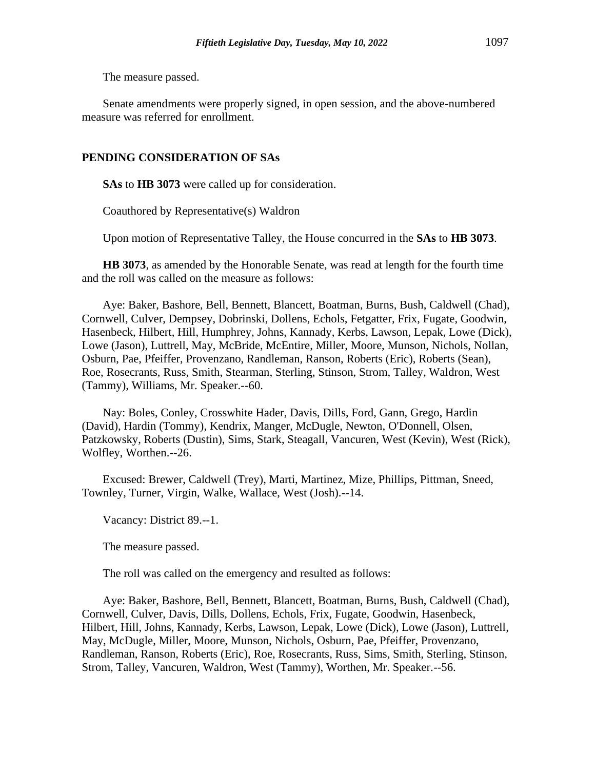The measure passed.

Senate amendments were properly signed, in open session, and the above-numbered measure was referred for enrollment.

## PENDING CONSIDERATION OF SAs

**SAs** to **HB 3073** were called up for consideration.

Coauthored by Representative(s) Waldron

Upon motion of Representative Talley, the House concurred in the **SAs** to **HB 3073**.

**HB 3073**, as amended by the Honorable Senate, was read at length for the fourth time and the roll was called on the measure as follows:

Aye: Baker, Bashore, Bell, Bennett, Blancett, Boatman, Burns, Bush, Caldwell (Chad), Cornwell, Culver, Dempsey, Dobrinski, Dollens, Echols, Fetgatter, Frix, Fugate, Goodwin, Hasenbeck, Hilbert, Hill, Humphrey, Johns, Kannady, Kerbs, Lawson, Lepak, Lowe (Dick), Lowe (Jason), Luttrell, May, McBride, McEntire, Miller, Moore, Munson, Nichols, Nollan, Osburn, Pae, Pfeiffer, Provenzano, Randleman, Ranson, Roberts (Eric), Roberts (Sean), Roe, Rosecrants, Russ, Smith, Stearman, Sterling, Stinson, Strom, Talley, Waldron, West (Tammy), Williams, Mr. Speaker.--60.

Nay: Boles, Conley, Crosswhite Hader, Davis, Dills, Ford, Gann, Grego, Hardin (David), Hardin (Tommy), Kendrix, Manger, McDugle, Newton, O'Donnell, Olsen, Patzkowsky, Roberts (Dustin), Sims, Stark, Steagall, Vancuren, West (Kevin), West (Rick), Wolfley, Worthen.--26.

Excused: Brewer, Caldwell (Trey), Marti, Martinez, Mize, Phillips, Pittman, Sneed, Townley, Turner, Virgin, Walke, Wallace, West (Josh).--14.

Vacancy: District 89.--1.

The measure passed.

The roll was called on the emergency and resulted as follows:

Aye: Baker, Bashore, Bell, Bennett, Blancett, Boatman, Burns, Bush, Caldwell (Chad), Cornwell, Culver, Davis, Dills, Dollens, Echols, Frix, Fugate, Goodwin, Hasenbeck, Hilbert, Hill, Johns, Kannady, Kerbs, Lawson, Lepak, Lowe (Dick), Lowe (Jason), Luttrell, May, McDugle, Miller, Moore, Munson, Nichols, Osburn, Pae, Pfeiffer, Provenzano, Randleman, Ranson, Roberts (Eric), Roe, Rosecrants, Russ, Sims, Smith, Sterling, Stinson, Strom, Talley, Vancuren, Waldron, West (Tammy), Worthen, Mr. Speaker.--56.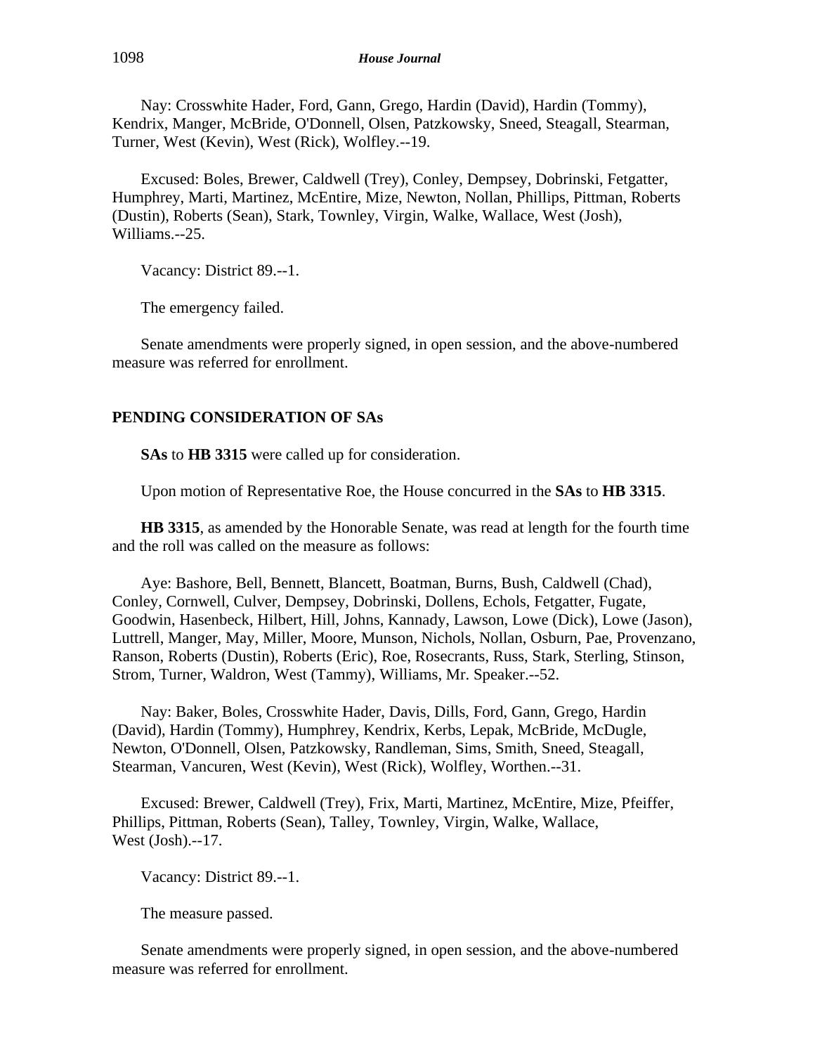Nay: Crosswhite Hader, Ford, Gann, Grego, Hardin (David), Hardin (Tommy), Kendrix, Manger, McBride, O'Donnell, Olsen, Patzkowsky, Sneed, Steagall, Stearman, Turner, West (Kevin), West (Rick), Wolfley.--19.

Excused: Boles, Brewer, Caldwell (Trey), Conley, Dempsey, Dobrinski, Fetgatter, Humphrey, Marti, Martinez, McEntire, Mize, Newton, Nollan, Phillips, Pittman, Roberts (Dustin), Roberts (Sean), Stark, Townley, Virgin, Walke, Wallace, West (Josh), Williams.--25.

Vacancy: District 89.--1.

The emergency failed.

Senate amendments were properly signed, in open session, and the above-numbered measure was referred for enrollment.

**PENDING CONSIDERATION OF SAs**

**SAs** to **HB 3315** were called up for consideration.

Upon motion of Representative Roe, the House concurred in the **SAs** to **HB 3315**.

**HB 3315**, as amended by the Honorable Senate, was read at length for the fourth time and the roll was called on the measure as follows:

Aye: Bashore, Bell, Bennett, Blancett, Boatman, Burns, Bush, Caldwell (Chad), Conley, Cornwell, Culver, Dempsey, Dobrinski, Dollens, Echols, Fetgatter, Fugate, Goodwin, Hasenbeck, Hilbert, Hill, Johns, Kannady, Lawson, Lowe (Dick), Lowe (Jason), Luttrell, Manger, May, Miller, Moore, Munson, Nichols, Nollan, Osburn, Pae, Provenzano, Ranson, Roberts (Dustin), Roberts (Eric), Roe, Rosecrants, Russ, Stark, Sterling, Stinson, Strom, Turner, Waldron, West (Tammy), Williams, Mr. Speaker.--52.

Nay: Baker, Boles, Crosswhite Hader, Davis, Dills, Ford, Gann, Grego, Hardin (David), Hardin (Tommy), Humphrey, Kendrix, Kerbs, Lepak, McBride, McDugle, Newton, O'Donnell, Olsen, Patzkowsky, Randleman, Sims, Smith, Sneed, Steagall, Stearman, Vancuren, West (Kevin), West (Rick), Wolfley, Worthen.--31.

Excused: Brewer, Caldwell (Trey), Frix, Marti, Martinez, McEntire, Mize, Pfeiffer, Phillips, Pittman, Roberts (Sean), Talley, Townley, Virgin, Walke, Wallace, West (Josh).--17.

Vacancy: District 89.--1.

The measure passed.

Senate amendments were properly signed, in open session, and the above-numbered measure was referred for enrollment.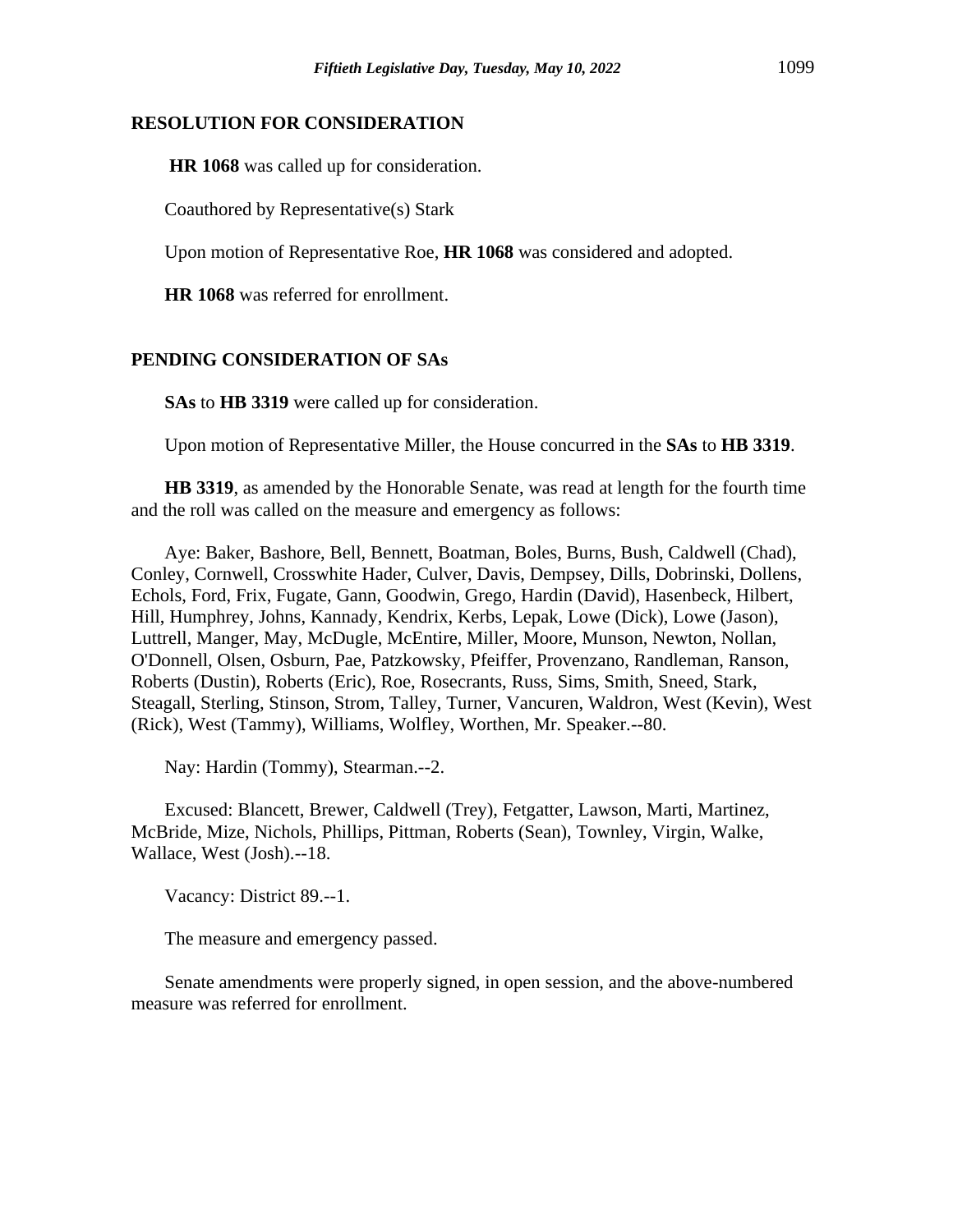## RESOLUTION FOR CONSIDERATION

**HR 1068** was called up for consideration.

Coauthored by Representative(s) Stark

Upon motion of Representative Roe, **HR 1068** was considered and adopted.

**HR 1068** was referred for enrollment.

## PENDING CONSIDERATION OF SAs

**SAs** to **HB 3319** were called up for consideration.

Upon motion of Representative Miller, the House concurred in the **SAs** to **HB 3319**.

**HB 3319**, as amended by the Honorable Senate, was read at length for the fourth time and the roll was called on the measure and emergency as follows:

Aye: Baker, Bashore, Bell, Bennett, Boatman, Boles, Burns, Bush, Caldwell (Chad), Conley, Cornwell, Crosswhite Hader, Culver, Davis, Dempsey, Dills, Dobrinski, Dollens, Echols, Ford, Frix, Fugate, Gann, Goodwin, Grego, Hardin (David), Hasenbeck, Hilbert, Hill, Humphrey, Johns, Kannady, Kendrix, Kerbs, Lepak, Lowe (Dick), Lowe (Jason), Luttrell, Manger, May, McDugle, McEntire, Miller, Moore, Munson, Newton, Nollan, O'Donnell, Olsen, Osburn, Pae, Patzkowsky, Pfeiffer, Provenzano, Randleman, Ranson, Roberts (Dustin), Roberts (Eric), Roe, Rosecrants, Russ, Sims, Smith, Sneed, Stark, Steagall, Sterling, Stinson, Strom, Talley, Turner, Vancuren, Waldron, West (Kevin), West (Rick), West (Tammy), Williams, Wolfley, Worthen, Mr. Speaker.--80.

Nay: Hardin (Tommy), Stearman.--2.

Excused: Blancett, Brewer, Caldwell (Trey), Fetgatter, Lawson, Marti, Martinez, McBride, Mize, Nichols, Phillips, Pittman, Roberts (Sean), Townley, Virgin, Walke, Wallace, West (Josh).--18.

Vacancy: District 89.--1.

The measure and emergency passed.

Senate amendments were properly signed, in open session, and the above-numbered measure was referred for enrollment.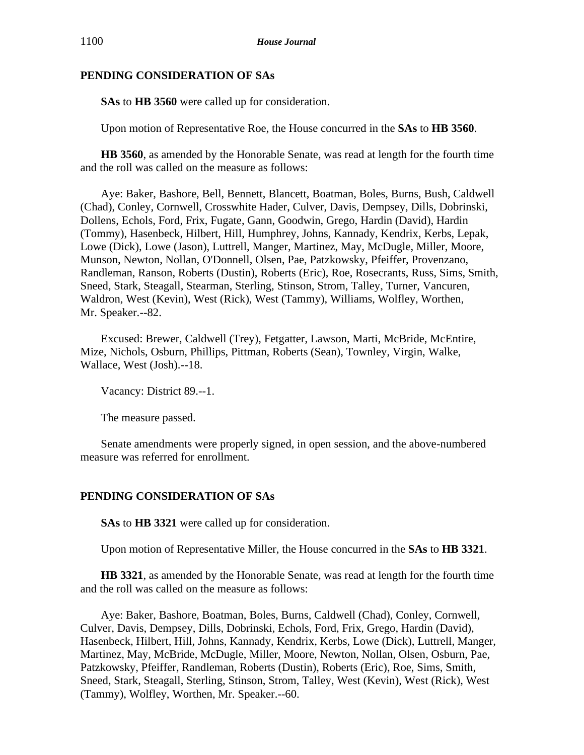## PENDING CONSIDERATION OF SAs

**SAs** to **HB 3560** were called up for consideration.

Upon motion of Representative Roe, the House concurred in the **SAs** to **HB 3560**.

**HB 3560**, as amended by the Honorable Senate, was read at length for the fourth time and the roll was called on the measure as follows:

Aye: Baker, Bashore, Bell, Bennett, Blancett, Boatman, Boles, Burns, Bush, Caldwell (Chad), Conley, Cornwell, Crosswhite Hader, Culver, Davis, Dempsey, Dills, Dobrinski, Dollens, Echols, Ford, Frix, Fugate, Gann, Goodwin, Grego, Hardin (David), Hardin (Tommy), Hasenbeck, Hilbert, Hill, Humphrey, Johns, Kannady, Kendrix, Kerbs, Lepak, Lowe (Dick), Lowe (Jason), Luttrell, Manger, Martinez, May, McDugle, Miller, Moore, Munson, Newton, Nollan, O'Donnell, Olsen, Pae, Patzkowsky, Pfeiffer, Provenzano, Randleman, Ranson, Roberts (Dustin), Roberts (Eric), Roe, Rosecrants, Russ, Sims, Smith, Sneed, Stark, Steagall, Stearman, Sterling, Stinson, Strom, Talley, Turner, Vancuren, Waldron, West (Kevin), West (Rick), West (Tammy), Williams, Wolfley, Worthen, Mr. Speaker.--82.

Excused: Brewer, Caldwell (Trey), Fetgatter, Lawson, Marti, McBride, McEntire, Mize, Nichols, Osburn, Phillips, Pittman, Roberts (Sean), Townley, Virgin, Walke, Wallace, West (Josh).--18.

Vacancy: District 89.--1.

The measure passed.

Senate amendments were properly signed, in open session, and the above-numbered measure was referred for enrollment.

## PENDING CONSIDERATION OF SAs

**SAs** to **HB 3321** were called up for consideration.

Upon motion of Representative Miller, the House concurred in the **SAs** to **HB 3321**.

**HB 3321**, as amended by the Honorable Senate, was read at length for the fourth time and the roll was called on the measure as follows:

Aye: Baker, Bashore, Boatman, Boles, Burns, Caldwell (Chad), Conley, Cornwell, Culver, Davis, Dempsey, Dills, Dobrinski, Echols, Ford, Frix, Grego, Hardin (David), Hasenbeck, Hilbert, Hill, Johns, Kannady, Kendrix, Kerbs, Lowe (Dick), Luttrell, Manger, Martinez, May, McBride, McDugle, Miller, Moore, Newton, Nollan, Olsen, Osburn, Pae, Patzkowsky, Pfeiffer, Randleman, Roberts (Dustin), Roberts (Eric), Roe, Sims, Smith, Sneed, Stark, Steagall, Sterling, Stinson, Strom, Talley, West (Kevin), West (Rick), West (Tammy), Wolfley, Worthen, Mr. Speaker.--60.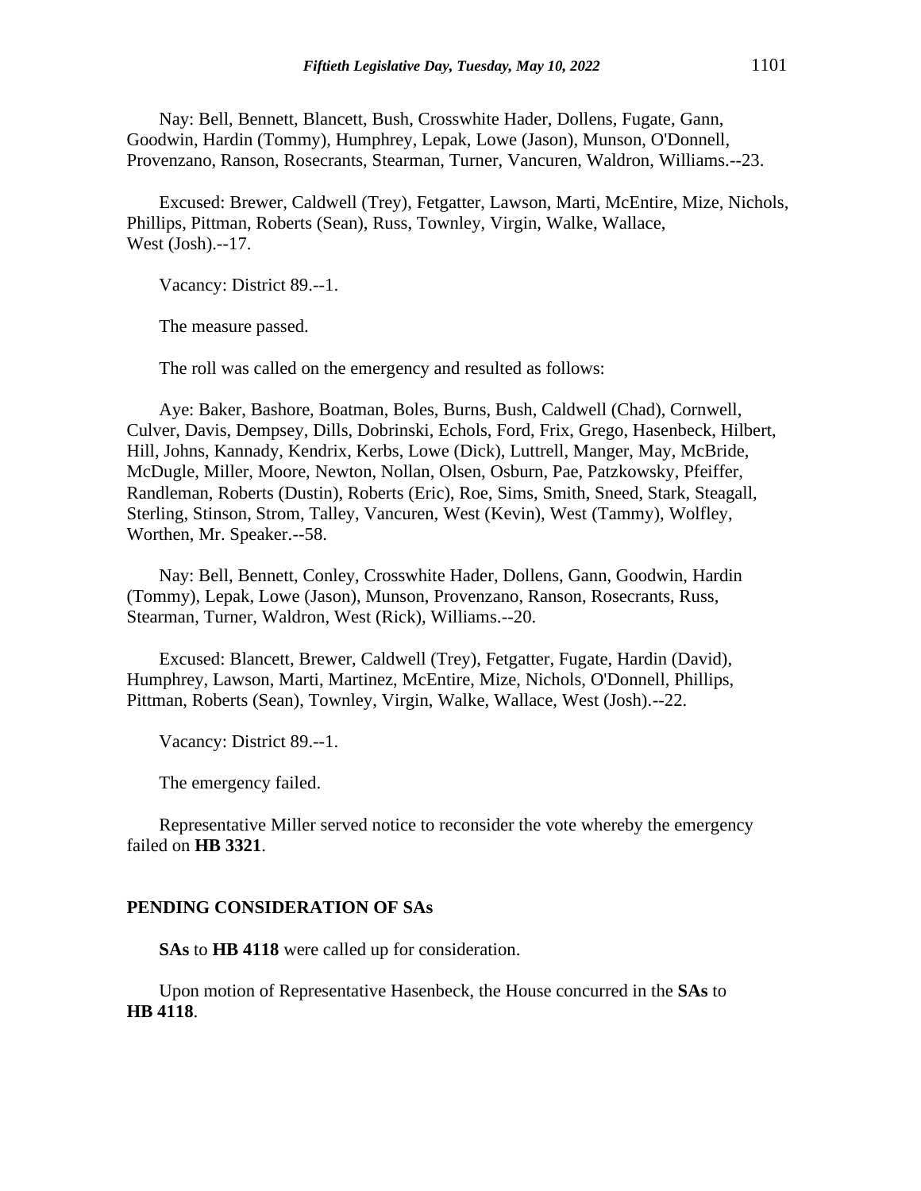Nay: Bell, Bennett, Blancett, Bush, Crosswhite Hader, Dollens, Fugate, Gann, Goodwin, Hardin (Tommy), Humphrey, Lepak, Lowe (Jason), Munson, O'Donnell, Provenzano, Ranson, Rosecrants, Stearman, Turner, Vancuren, Waldron, Williams.--23.

Excused: Brewer, Caldwell (Trey), Fetgatter, Lawson, Marti, McEntire, Mize, Nichols, Phillips, Pittman, Roberts (Sean), Russ, Townley, Virgin, Walke, Wallace, West (Josh).--17.

Vacancy: District 89.--1.

The measure passed.

The roll was called on the emergency and resulted as follows:

Aye: Baker, Bashore, Boatman, Boles, Burns, Bush, Caldwell (Chad), Cornwell, Culver, Davis, Dempsey, Dills, Dobrinski, Echols, Ford, Frix, Grego, Hasenbeck, Hilbert, Hill, Johns, Kannady, Kendrix, Kerbs, Lowe (Dick), Luttrell, Manger, May, McBride, McDugle, Miller, Moore, Newton, Nollan, Olsen, Osburn, Pae, Patzkowsky, Pfeiffer, Randleman, Roberts (Dustin), Roberts (Eric), Roe, Sims, Smith, Sneed, Stark, Steagall, Sterling, Stinson, Strom, Talley, Vancuren, West (Kevin), West (Tammy), Wolfley, Worthen, Mr. Speaker.--58.

Nay: Bell, Bennett, Conley, Crosswhite Hader, Dollens, Gann, Goodwin, Hardin (Tommy), Lepak, Lowe (Jason), Munson, Provenzano, Ranson, Rosecrants, Russ, Stearman, Turner, Waldron, West (Rick), Williams.--20.

Excused: Blancett, Brewer, Caldwell (Trey), Fetgatter, Fugate, Hardin (David), Humphrey, Lawson, Marti, Martinez, McEntire, Mize, Nichols, O'Donnell, Phillips, Pittman, Roberts (Sean), Townley, Virgin, Walke, Wallace, West (Josh).--22.

Vacancy: District 89.--1.

The emergency failed.

Representative Miller served notice to reconsider the vote whereby the emergency failed on **HB 3321**.

## PENDING CONSIDERATION OF SAs

**SAs** to **HB 4118** were called up for consideration.

Upon motion of Representative Hasenbeck, the House concurred in the **SAs** to **HB 4118**.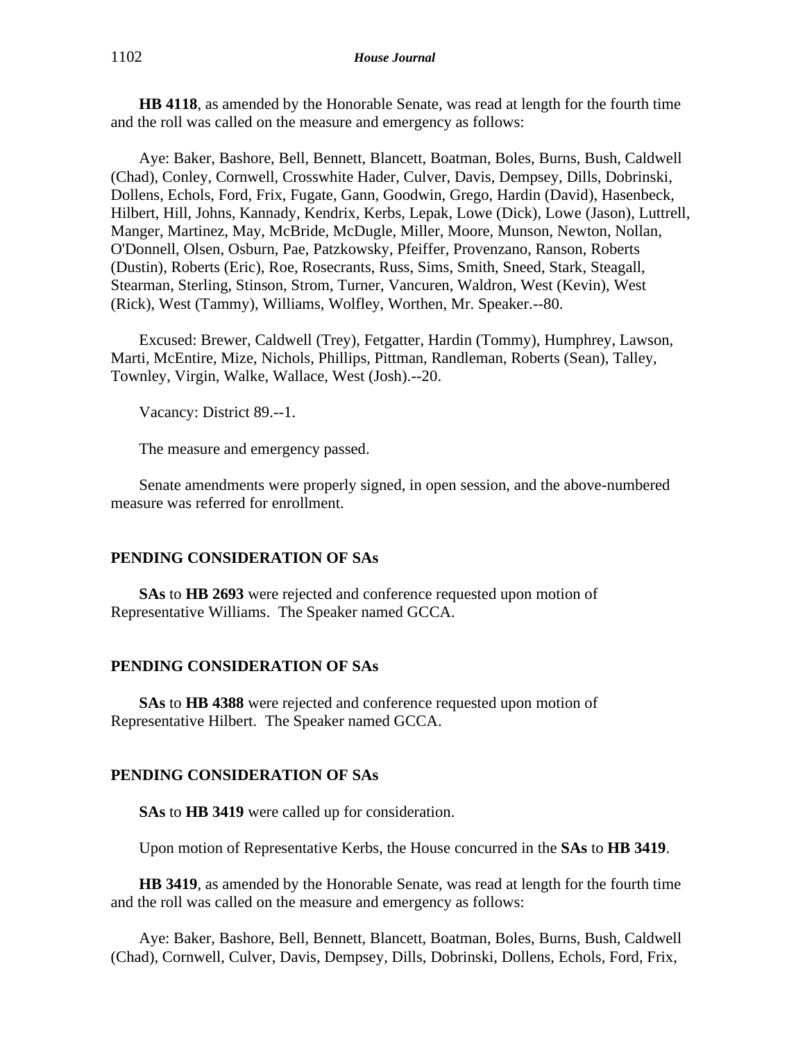**HB 4118**, as amended by the Honorable Senate, was read at length for the fourth time and the roll was called on the measure and emergency as follows:

Aye: Baker, Bashore, Bell, Bennett, Blancett, Boatman, Boles, Burns, Bush, Caldwell (Chad), Conley, Cornwell, Crosswhite Hader, Culver, Davis, Dempsey, Dills, Dobrinski, Dollens, Echols, Ford, Frix, Fugate, Gann, Goodwin, Grego, Hardin (David), Hasenbeck, Hilbert, Hill, Johns, Kannady, Kendrix, Kerbs, Lepak, Lowe (Dick), Lowe (Jason), Luttrell, Manger, Martinez, May, McBride, McDugle, Miller, Moore, Munson, Newton, Nollan, O'Donnell, Olsen, Osburn, Pae, Patzkowsky, Pfeiffer, Provenzano, Ranson, Roberts (Dustin), Roberts (Eric), Roe, Rosecrants, Russ, Sims, Smith, Sneed, Stark, Steagall, Stearman, Sterling, Stinson, Strom, Turner, Vancuren, Waldron, West (Kevin), West (Rick), West (Tammy), Williams, Wolfley, Worthen, Mr. Speaker.--80.

Excused: Brewer, Caldwell (Trey), Fetgatter, Hardin (Tommy), Humphrey, Lawson, Marti, McEntire, Mize, Nichols, Phillips, Pittman, Randleman, Roberts (Sean), Talley, Townley, Virgin, Walke, Wallace, West (Josh).--20.

Vacancy: District 89.--1.

The measure and emergency passed.

Senate amendments were properly signed, in open session, and the above-numbered measure was referred for enrollment.

**PENDING CONSIDERATION OF SAs**

**SAs** to **HB 2693** were rejected and conference requested upon motion of Representative Williams. The Speaker named GCCA.

**PENDING CONSIDERATION OF SAs**

**SAs** to **HB 4388** were rejected and conference requested upon motion of Representative Hilbert. The Speaker named GCCA.

**PENDING CONSIDERATION OF SAs**

**SAs** to **HB 3419** were called up for consideration.

Upon motion of Representative Kerbs, the House concurred in the **SAs** to **HB 3419**.

**HB 3419**, as amended by the Honorable Senate, was read at length for the fourth time and the roll was called on the measure and emergency as follows:

Aye: Baker, Bashore, Bell, Bennett, Blancett, Boatman, Boles, Burns, Bush, Caldwell (Chad), Cornwell, Culver, Davis, Dempsey, Dills, Dobrinski, Dollens, Echols, Ford, Frix,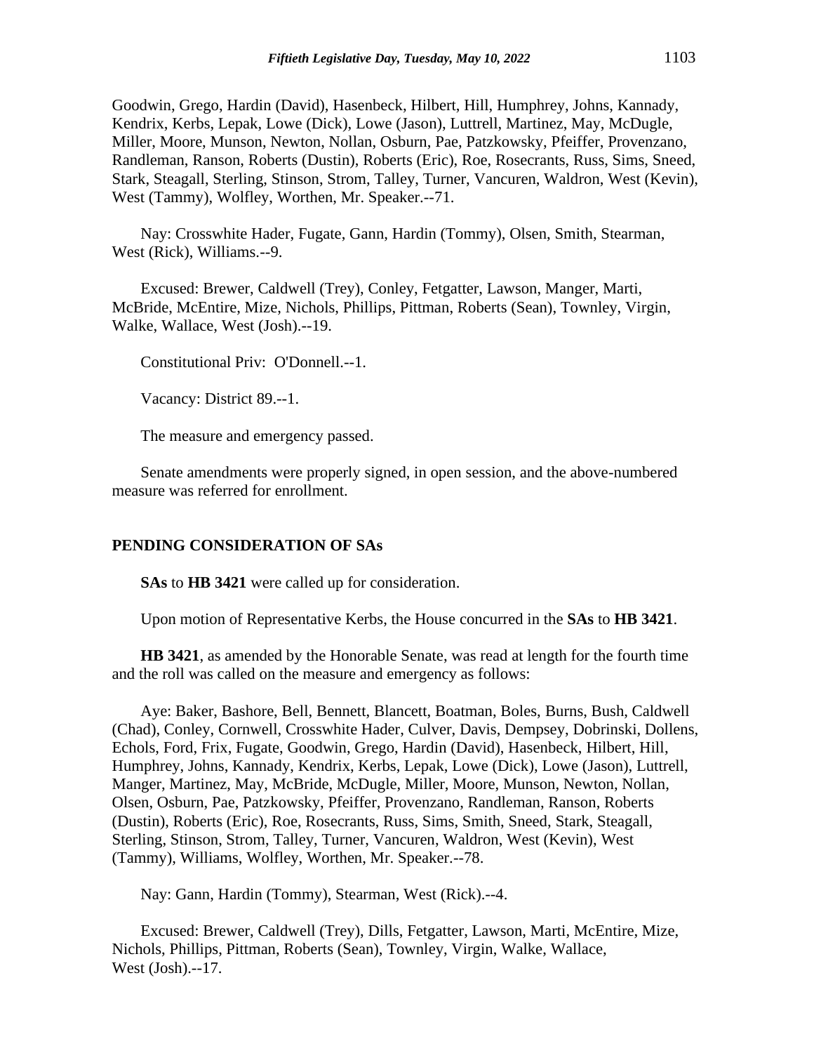Goodwin, Grego, Hardin (David), Hasenbeck, Hilbert, Hill, Humphrey, Johns, Kannady, Kendrix, Kerbs, Lepak, Lowe (Dick), Lowe (Jason), Luttrell, Martinez, May, McDugle, Miller, Moore, Munson, Newton, Nollan, Osburn, Pae, Patzkowsky, Pfeiffer, Provenzano, Randleman, Ranson, Roberts (Dustin), Roberts (Eric), Roe, Rosecrants, Russ, Sims, Sneed, Stark, Steagall, Sterling, Stinson, Strom, Talley, Turner, Vancuren, Waldron, West (Kevin), West (Tammy), Wolfley, Worthen, Mr. Speaker.--71.

Nay: Crosswhite Hader, Fugate, Gann, Hardin (Tommy), Olsen, Smith, Stearman, West (Rick), Williams.--9.

Excused: Brewer, Caldwell (Trey), Conley, Fetgatter, Lawson, Manger, Marti, McBride, McEntire, Mize, Nichols, Phillips, Pittman, Roberts (Sean), Townley, Virgin, Walke, Wallace, West (Josh).--19.

Constitutional Priv: O'Donnell.--1.

Vacancy: District 89.--1.

The measure and emergency passed.

Senate amendments were properly signed, in open session, and the above-numbered measure was referred for enrollment.

**PENDING CONSIDERATION OF SAs**

**SAs** to **HB 3421** were called up for consideration.

Upon motion of Representative Kerbs, the House concurred in the **SAs** to **HB 3421**.

**HB 3421**, as amended by the Honorable Senate, was read at length for the fourth time and the roll was called on the measure and emergency as follows:

Aye: Baker, Bashore, Bell, Bennett, Blancett, Boatman, Boles, Burns, Bush, Caldwell (Chad), Conley, Cornwell, Crosswhite Hader, Culver, Davis, Dempsey, Dobrinski, Dollens, Echols, Ford, Frix, Fugate, Goodwin, Grego, Hardin (David), Hasenbeck, Hilbert, Hill, Humphrey, Johns, Kannady, Kendrix, Kerbs, Lepak, Lowe (Dick), Lowe (Jason), Luttrell, Manger, Martinez, May, McBride, McDugle, Miller, Moore, Munson, Newton, Nollan, Olsen, Osburn, Pae, Patzkowsky, Pfeiffer, Provenzano, Randleman, Ranson, Roberts (Dustin), Roberts (Eric), Roe, Rosecrants, Russ, Sims, Smith, Sneed, Stark, Steagall, Sterling, Stinson, Strom, Talley, Turner, Vancuren, Waldron, West (Kevin), West (Tammy), Williams, Wolfley, Worthen, Mr. Speaker.--78.

Nay: Gann, Hardin (Tommy), Stearman, West (Rick).--4.

Excused: Brewer, Caldwell (Trey), Dills, Fetgatter, Lawson, Marti, McEntire, Mize, Nichols, Phillips, Pittman, Roberts (Sean), Townley, Virgin, Walke, Wallace, West (Josh).--17.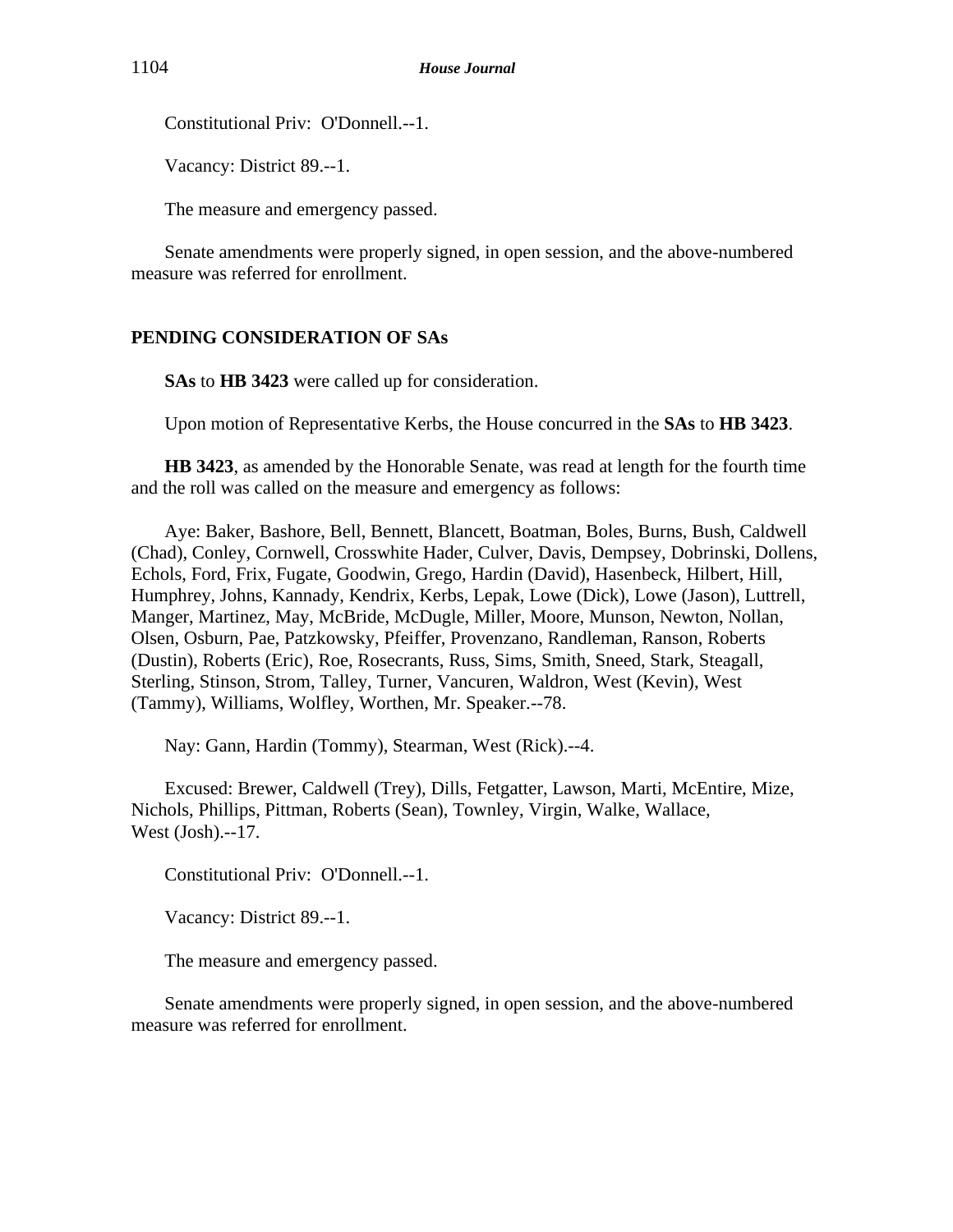Constitutional Priv: O'Donnell.--1.

Vacancy: District 89.--1.

The measure and emergency passed.

Senate amendments were properly signed, in open session, and the above-numbered measure was referred for enrollment.

**PENDING CONSIDERATION OF SAs**

**SAs** to **HB 3423** were called up for consideration.

Upon motion of Representative Kerbs, the House concurred in the **SAs** to **HB 3423**.

**HB 3423**, as amended by the Honorable Senate, was read at length for the fourth time and the roll was called on the measure and emergency as follows:

Aye: Baker, Bashore, Bell, Bennett, Blancett, Boatman, Boles, Burns, Bush, Caldwell (Chad), Conley, Cornwell, Crosswhite Hader, Culver, Davis, Dempsey, Dobrinski, Dollens, Echols, Ford, Frix, Fugate, Goodwin, Grego, Hardin (David), Hasenbeck, Hilbert, Hill, Humphrey, Johns, Kannady, Kendrix, Kerbs, Lepak, Lowe (Dick), Lowe (Jason), Luttrell, Manger, Martinez, May, McBride, McDugle, Miller, Moore, Munson, Newton, Nollan, Olsen, Osburn, Pae, Patzkowsky, Pfeiffer, Provenzano, Randleman, Ranson, Roberts (Dustin), Roberts (Eric), Roe, Rosecrants, Russ, Sims, Smith, Sneed, Stark, Steagall, Sterling, Stinson, Strom, Talley, Turner, Vancuren, Waldron, West (Kevin), West (Tammy), Williams, Wolfley, Worthen, Mr. Speaker.--78.

Nay: Gann, Hardin (Tommy), Stearman, West (Rick).--4.

Excused: Brewer, Caldwell (Trey), Dills, Fetgatter, Lawson, Marti, McEntire, Mize, Nichols, Phillips, Pittman, Roberts (Sean), Townley, Virgin, Walke, Wallace, West (Josh).--17.

Constitutional Priv: O'Donnell.--1.

Vacancy: District 89.--1.

The measure and emergency passed.

Senate amendments were properly signed, in open session, and the above-numbered measure was referred for enrollment.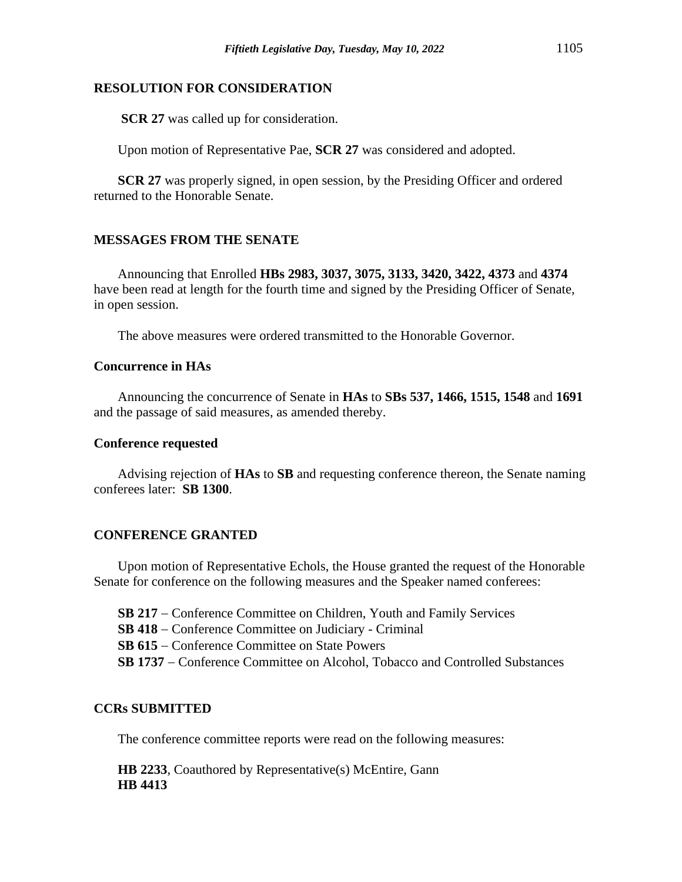## RESOLUTION FOR CONSIDERATION

**SCR 27** was called up for consideration.

Upon motion of Representative Pae, **SCR 27** was considered and adopted.

**SCR 27** was properly signed, in open session, by the Presiding Officer and ordered returned to the Honorable Senate.

## MESSAGES FROM THE SENATE

Announcing that Enrolled **HBs 2983, 3037, 3075, 3133, 3420, 3422, 4373** and **4374** have been read at length for the fourth time and signed by the Presiding Officer of Senate, in open session.

The above measures were ordered transmitted to the Honorable Governor.

### Concurrence in HAs

Announcing the concurrence of Senate in **HAs** to **SBs 537, 1466, 1515, 1548** and **1691** and the passage of said measures, as amended thereby.

### Conference requested

Advising rejection of **HAs** to **SB** and requesting conference thereon, the Senate naming conferees later: **SB 1300**.

## CONFERENCE GRANTED

Upon motion of Representative Echols, the House granted the request of the Honorable Senate for conference on the following measures and the Speaker named conferees:

**SB 217** – Conference Committee on Children, Youth and Family Services
**SB 418** – Conference Committee on Judiciary - Criminal
**SB 615** – Conference Committee on State Powers
**SB 1737** – Conference Committee on Alcohol, Tobacco and Controlled Substances

## CCRs SUBMITTED

The conference committee reports were read on the following measures:

**HB 2233**, Coauthored by Representative(s) McEntire, Gann
**HB 4413**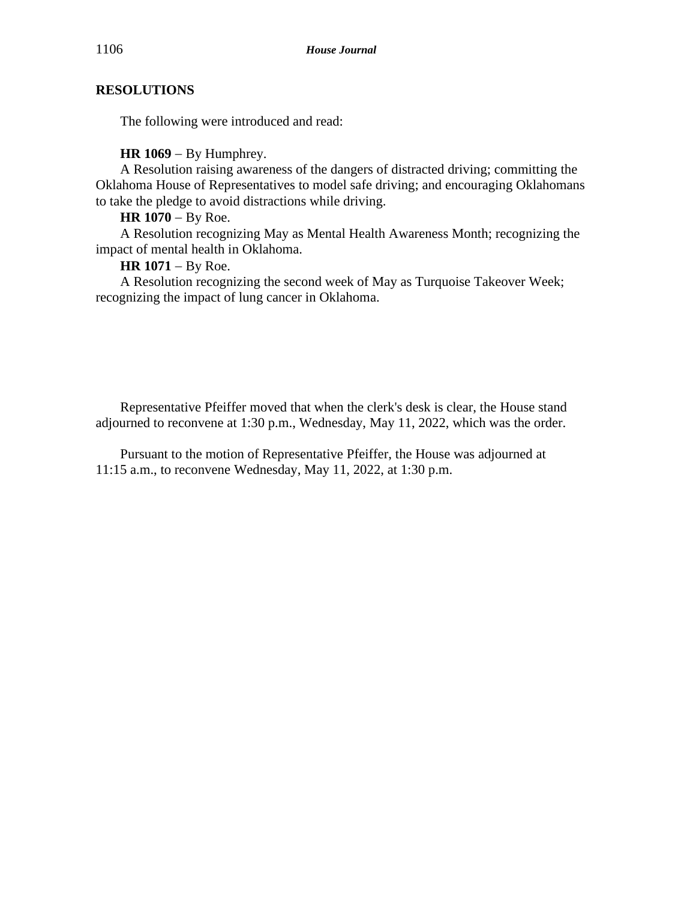## RESOLUTIONS

The following were introduced and read:

**HR 1069** – By Humphrey.

A Resolution raising awareness of the dangers of distracted driving; committing the Oklahoma House of Representatives to model safe driving; and encouraging Oklahomans to take the pledge to avoid distractions while driving.

**HR 1070** – By Roe.

A Resolution recognizing May as Mental Health Awareness Month; recognizing the impact of mental health in Oklahoma.

**HR 1071** – By Roe.

A Resolution recognizing the second week of May as Turquoise Takeover Week; recognizing the impact of lung cancer in Oklahoma.

Representative Pfeiffer moved that when the clerk's desk is clear, the House stand adjourned to reconvene at 1:30 p.m., Wednesday, May 11, 2022, which was the order.

Pursuant to the motion of Representative Pfeiffer, the House was adjourned at 11:15 a.m., to reconvene Wednesday, May 11, 2022, at 1:30 p.m.